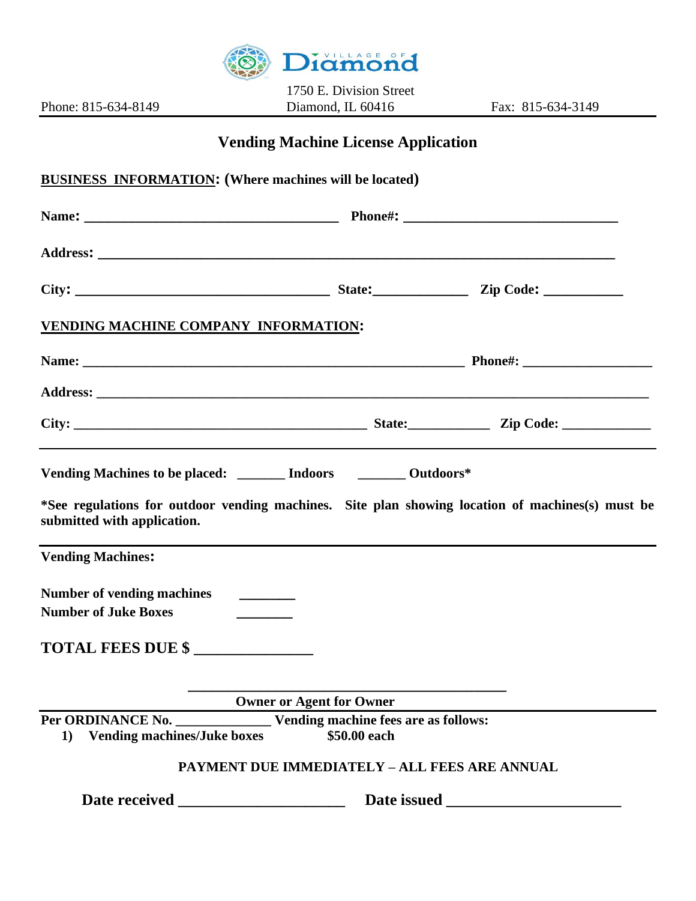VILLAGE OF **Diamond**

1750 E. Division Street

Phone: 815-634-8149 Diamond, IL 60416 Fax: 815-634-3149

## Vending Machine License Application

**BUSINESS INFORMATION: (Where machines will be located)**

**Name: ____________________________________ Phone#: ______________________________**

**Address: __________________________________________________________________________**

**City: ____________________________________ State:_____________ Zip Code: ___________**

**VENDING MACHINE COMPANY INFORMATION:**

**Name: ______________________________________________________ Phone#: __________________**

**Address: _________________________________________________________________________________**

**City: _________________________________________ State:___________ Zip Code: _____________**

---

**Vending Machines to be placed: _______ Indoors _______ Outdoors***

***See regulations for outdoor vending machines. Site plan showing location of machines(s) must be submitted with application.**

---

**Vending Machines:**

**Number of vending machines ________**
**Number of Juke Boxes ________**

**TOTAL FEES DUE $ _______________**

_____________________________________________
**Owner or Agent for Owner**

---

**Per ORDINANCE No. ______________ Vending machine fees are as follows:**

1) **Vending machines/Juke boxes $50.00 each**

**PAYMENT DUE IMMEDIATELY – ALL FEES ARE ANNUAL**

**Date received _____________________ Date issued ______________________**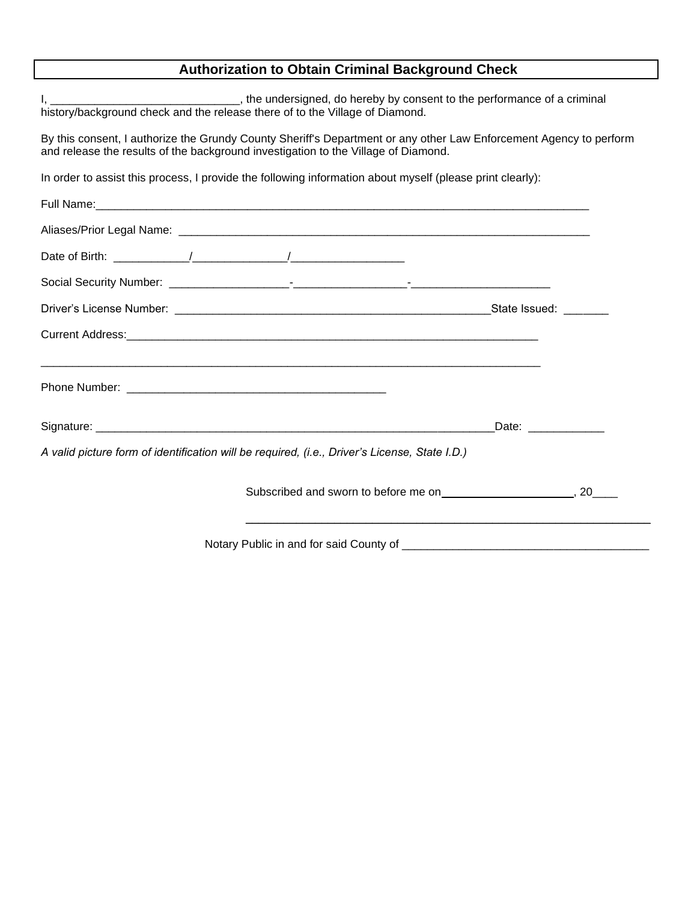## Authorization to Obtain Criminal Background Check

I, ______________________________, the undersigned, do hereby by consent to the performance of a criminal history/background check and the release there of to the Village of Diamond.

By this consent, I authorize the Grundy County Sheriff's Department or any other Law Enforcement Agency to perform and release the results of the background investigation to the Village of Diamond.

In order to assist this process, I provide the following information about myself (please print clearly):

Full Name:________________________________________________________________________________

Aliases/Prior Legal Name: ____________________________________________________________________

Date of Birth: ___________/______________/_________________

Social Security Number: ___________________-_________________-_____________________

Driver's License Number: ___________________________________________________State Issued: _______

Current Address:__________________________________________________________________

_______________________________________________________________________________

Phone Number: _________________________________________

Signature: _________________________________________________________________Date: ___________

*A valid picture form of identification will be required, (i.e., Driver's License, State I.D.)*

Subscribed and sworn to before me on_____________________, 20____

_________________________________________________________________

Notary Public in and for said County of _______________________________________